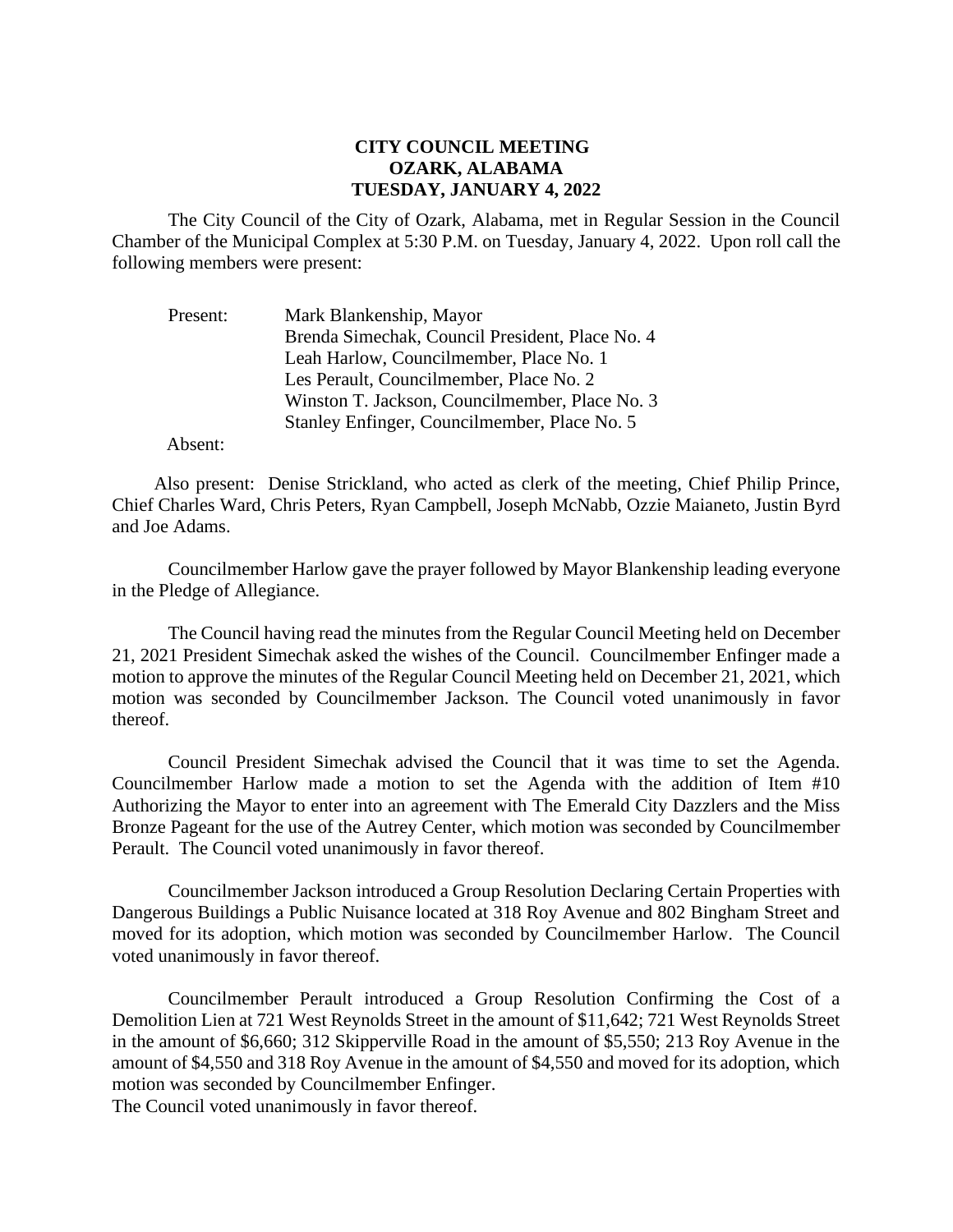# CITY COUNCIL MEETING
# OZARK, ALABAMA
# TUESDAY, JANUARY 4, 2022

The City Council of the City of Ozark, Alabama, met in Regular Session in the Council Chamber of the Municipal Complex at 5:30 P.M. on Tuesday, January 4, 2022. Upon roll call the following members were present:

Present: Mark Blankenship, Mayor
Brenda Simechak, Council President, Place No. 4
Leah Harlow, Councilmember, Place No. 1
Les Perault, Councilmember, Place No. 2
Winston T. Jackson, Councilmember, Place No. 3
Stanley Enfinger, Councilmember, Place No. 5

Absent:

Also present: Denise Strickland, who acted as clerk of the meeting, Chief Philip Prince, Chief Charles Ward, Chris Peters, Ryan Campbell, Joseph McNabb, Ozzie Maianeto, Justin Byrd and Joe Adams.

Councilmember Harlow gave the prayer followed by Mayor Blankenship leading everyone in the Pledge of Allegiance.

The Council having read the minutes from the Regular Council Meeting held on December 21, 2021 President Simechak asked the wishes of the Council. Councilmember Enfinger made a motion to approve the minutes of the Regular Council Meeting held on December 21, 2021, which motion was seconded by Councilmember Jackson. The Council voted unanimously in favor thereof.

Council President Simechak advised the Council that it was time to set the Agenda. Councilmember Harlow made a motion to set the Agenda with the addition of Item #10 Authorizing the Mayor to enter into an agreement with The Emerald City Dazzlers and the Miss Bronze Pageant for the use of the Autrey Center, which motion was seconded by Councilmember Perault. The Council voted unanimously in favor thereof.

Councilmember Jackson introduced a Group Resolution Declaring Certain Properties with Dangerous Buildings a Public Nuisance located at 318 Roy Avenue and 802 Bingham Street and moved for its adoption, which motion was seconded by Councilmember Harlow. The Council voted unanimously in favor thereof.

Councilmember Perault introduced a Group Resolution Confirming the Cost of a Demolition Lien at 721 West Reynolds Street in the amount of $11,642; 721 West Reynolds Street in the amount of $6,660; 312 Skipperville Road in the amount of $5,550; 213 Roy Avenue in the amount of $4,550 and 318 Roy Avenue in the amount of $4,550 and moved for its adoption, which motion was seconded by Councilmember Enfinger.
The Council voted unanimously in favor thereof.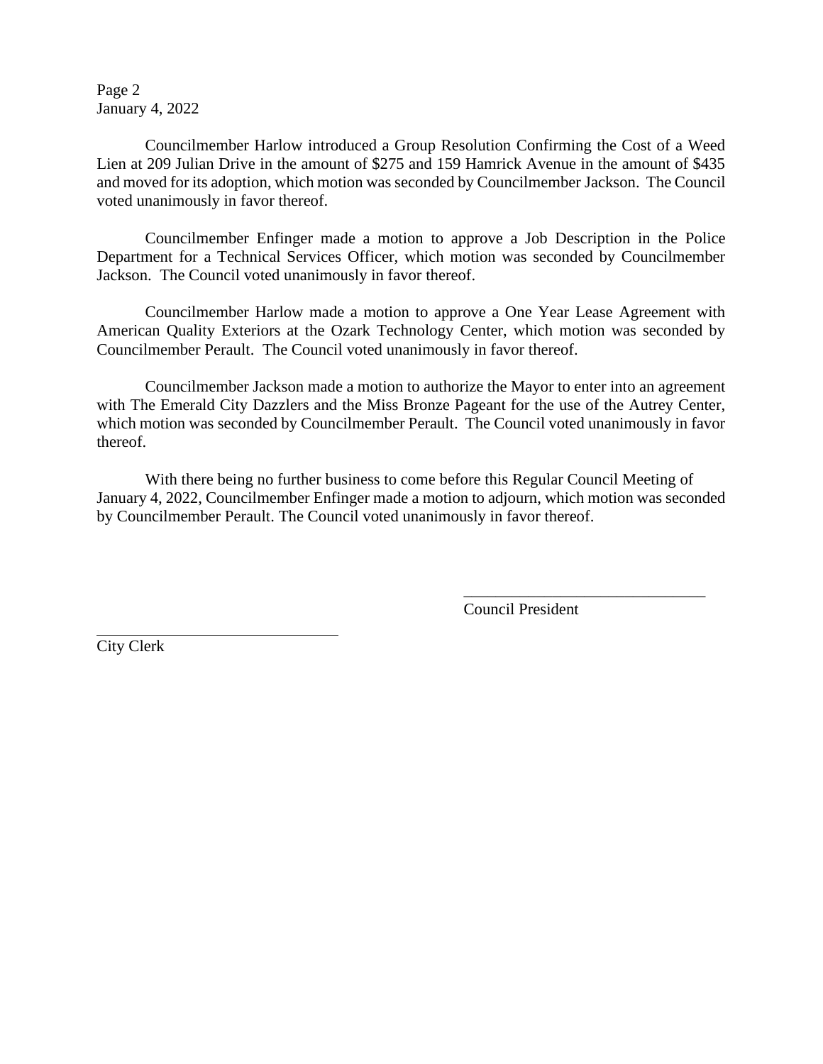Councilmember Harlow introduced a Group Resolution Confirming the Cost of a Weed Lien at 209 Julian Drive in the amount of $275 and 159 Hamrick Avenue in the amount of $435 and moved for its adoption, which motion was seconded by Councilmember Jackson. The Council voted unanimously in favor thereof.

Councilmember Enfinger made a motion to approve a Job Description in the Police Department for a Technical Services Officer, which motion was seconded by Councilmember Jackson. The Council voted unanimously in favor thereof.

Councilmember Harlow made a motion to approve a One Year Lease Agreement with American Quality Exteriors at the Ozark Technology Center, which motion was seconded by Councilmember Perault. The Council voted unanimously in favor thereof.

Councilmember Jackson made a motion to authorize the Mayor to enter into an agreement with The Emerald City Dazzlers and the Miss Bronze Pageant for the use of the Autrey Center, which motion was seconded by Councilmember Perault. The Council voted unanimously in favor thereof.

With there being no further business to come before this Regular Council Meeting of January 4, 2022, Councilmember Enfinger made a motion to adjourn, which motion was seconded by Councilmember Perault. The Council voted unanimously in favor thereof.

\_\_\_\_\_\_\_\_\_\_\_\_\_\_\_\_\_\_\_\_\_\_\_\_\_\_\_\_\_\_

Council President

\_\_\_\_\_\_\_\_\_\_\_\_\_\_\_\_\_\_\_\_\_\_\_\_\_\_\_\_\_\_

City Clerk